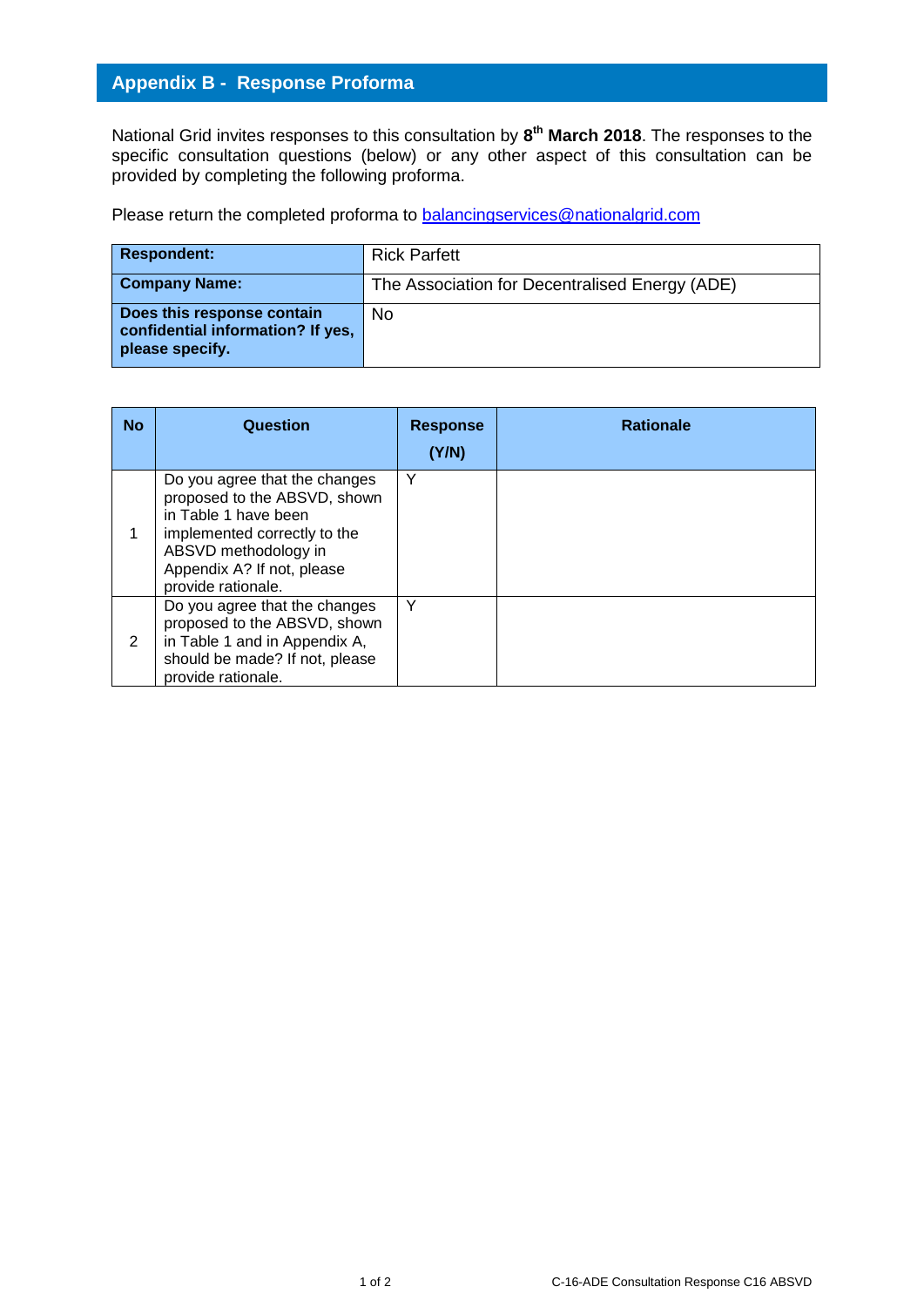## Appendix B - Response Proforma

National Grid invites responses to this consultation by **8th March 2018**. The responses to the specific consultation questions (below) or any other aspect of this consultation can be provided by completing the following proforma.

Please return the completed proforma to balancingservices@nationalgrid.com

| **Respondent:** | Rick Parfett |
|---|---|
| **Company Name:** | The Association for Decentralised Energy (ADE) |
| **Does this response contain confidential information? If yes, please specify.** | No |

| No | Question | Response (Y/N) | Rationale |
|---|---|---|---|
| 1 | Do you agree that the changes proposed to the ABSVD, shown in Table 1 have been implemented correctly to the ABSVD methodology in Appendix A? If not, please provide rationale. | Y | |
| 2 | Do you agree that the changes proposed to the ABSVD, shown in Table 1 and in Appendix A, should be made? If not, please provide rationale. | Y | |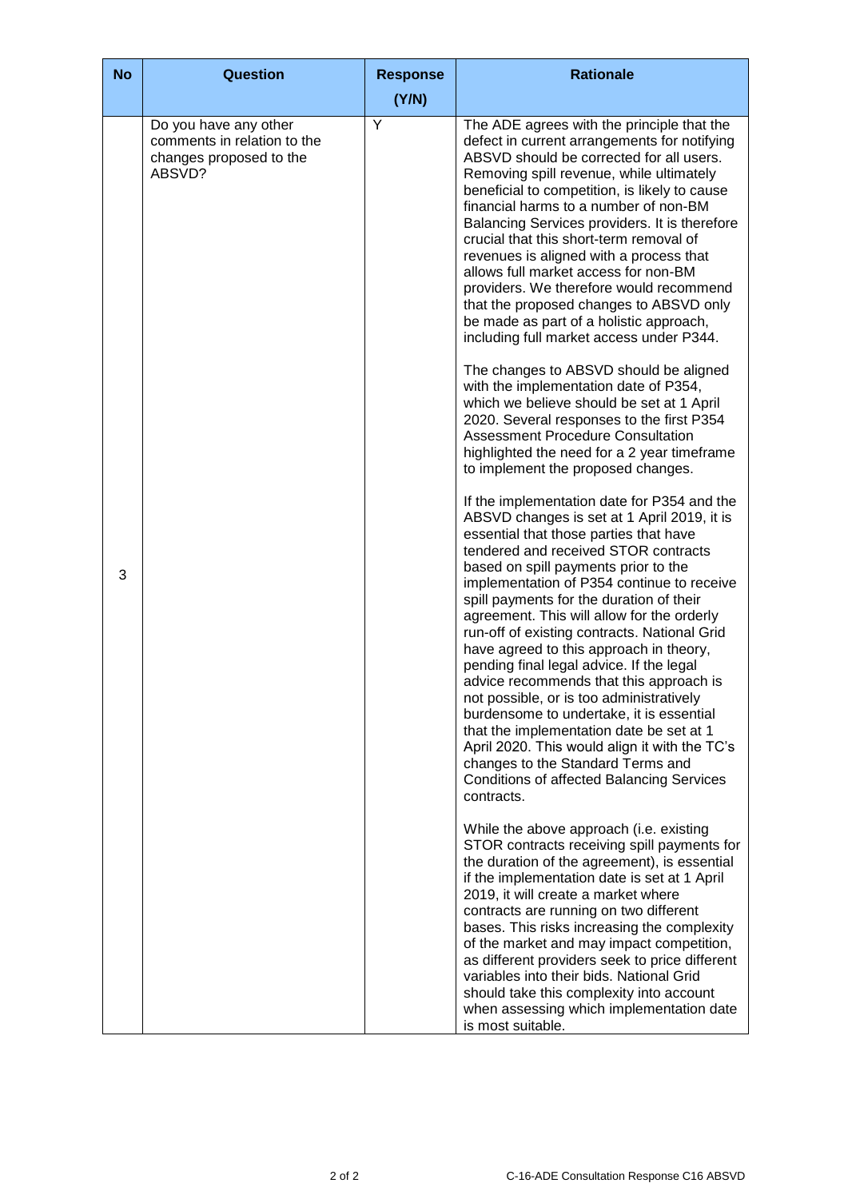| No | Question | Response (Y/N) | Rationale |
|---|---|---|---|
| 3 | Do you have any other comments in relation to the changes proposed to the ABSVD? | Y | The ADE agrees with the principle that the defect in current arrangements for notifying ABSVD should be corrected for all users. Removing spill revenue, while ultimately beneficial to competition, is likely to cause financial harms to a number of non-BM Balancing Services providers. It is therefore crucial that this short-term removal of revenues is aligned with a process that allows full market access for non-BM providers. We therefore would recommend that the proposed changes to ABSVD only be made as part of a holistic approach, including full market access under P344.<br><br>The changes to ABSVD should be aligned with the implementation date of P354, which we believe should be set at 1 April 2020. Several responses to the first P354 Assessment Procedure Consultation highlighted the need for a 2 year timeframe to implement the proposed changes.<br><br>If the implementation date for P354 and the ABSVD changes is set at 1 April 2019, it is essential that those parties that have tendered and received STOR contracts based on spill payments prior to the implementation of P354 continue to receive spill payments for the duration of their agreement. This will allow for the orderly run-off of existing contracts. National Grid have agreed to this approach in theory, pending final legal advice. If the legal advice recommends that this approach is not possible, or is too administratively burdensome to undertake, it is essential that the implementation date be set at 1 April 2020. This would align it with the TC's changes to the Standard Terms and Conditions of affected Balancing Services contracts.<br><br>While the above approach (i.e. existing STOR contracts receiving spill payments for the duration of the agreement), is essential if the implementation date is set at 1 April 2019, it will create a market where contracts are running on two different bases. This risks increasing the complexity of the market and may impact competition, as different providers seek to price different variables into their bids. National Grid should take this complexity into account when assessing which implementation date is most suitable. |